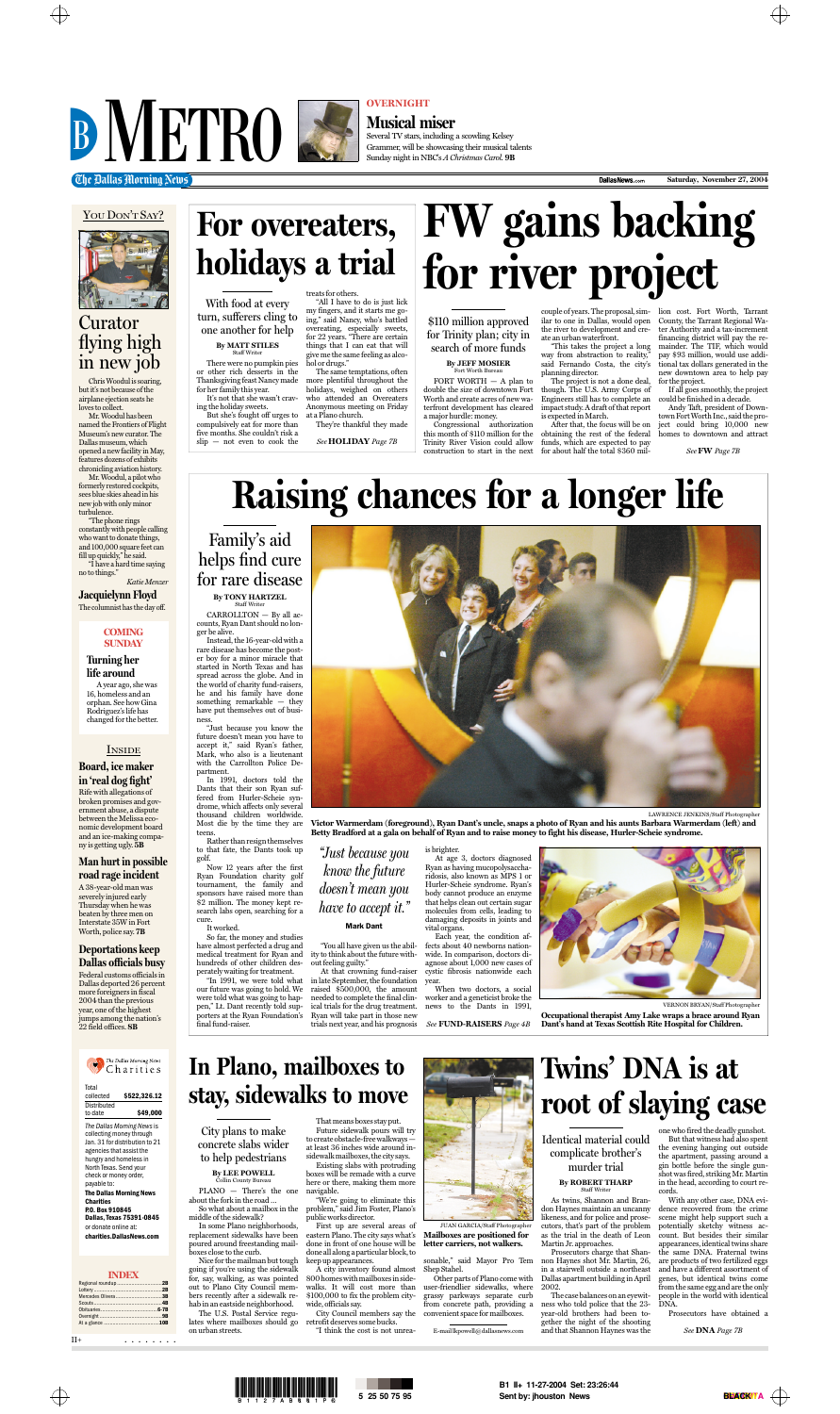# B METRO

**OVERNIGHT**

## Musical miser

Several TV stars, including a scowling Kelsey Grammer, will be showcasing their musical talents Sunday night in NBC's *A Christmas Carol*. **9B**

The Dallas Morning News — DallasNews.com — Saturday, November 27, 2004

---

**YOU DON'T SAY?**

## Curator flying high in new job

Chris Woodul is soaring, but it's not because of the airplane ejection seats he loves to collect.

Mr. Woodul has been named the Frontiers of Flight Museum's new curator. The Dallas museum, which opened a new facility in May, features dozens of exhibits chronicling aviation history.

Mr. Woodul, a pilot who formerly restored cockpits, sees blue skies ahead in his new job with only minor turbulence.

"The phone rings constantly with people calling who want to donate things, and 100,000 square feet can fill up quickly," he said.

"I have a hard time saying no to things."

*Katie Menzer*

**Jacquielynn Floyd**
The columnist has the day off.

---

**COMING SUNDAY**

**Turning her life around**

A year ago, she was 16, homeless and an orphan. See how Gina Rodriguez's life has changed for the better.

---

**INSIDE**

**Board, ice maker in 'real dog fight'**
Rife with allegations of broken promises and government abuse, a dispute between the Melissa economic development board and an ice-making company is getting ugly. **5B**

**Man hurt in possible road rage incident**
A 38-year-old man was severely injured early Thursday when he was beaten by three men on Interstate 35W in Fort Worth, police say. **7B**

**Deportations keep Dallas officials busy**
Federal customs officials in Dallas deported 26 percent more foreigners in fiscal 2004 than the previous year, one of the highest jumps among the nation's 22 field offices. **8B**

---

**The Dallas Morning News Charities**

| | |
|---|---|
| Total collected | $522,326.12 |
| Distributed to date | $49,000 |

*The Dallas Morning News is collecting money through Jan. 31 for distribution to 21 agencies that assist the hungry and homeless in North Texas. Send your check or money order, payable to:*

**The Dallas Morning News Charities**
**P.O. Box 910845**
**Dallas, Texas 75391-0845**
or donate online at:
**charities.DallasNews.com**

---

**INDEX**

| | |
|---|---|
| Regional roundup | 2B |
| Lottery | 2B |
| Mercedes Olivera | 3B |
| Scouts | 4B |
| Obituaries | 6-7B |
| Overnight | 9B |
| At a glance | 10B |

---

# For overeaters, holidays a trial

### With food at every turn, sufferers cling to one another for help

**By MATT STILES**
Staff Writer

There were no pumpkin pies or other rich desserts in the Thanksgiving feast Nancy made for her family this year.

It's not that she wasn't craving the holiday sweets.

But she's fought off urges to compulsively eat for more than five months. She couldn't risk a slip — not even to cook the treats for others.

"All I have to do is just lick my fingers, and it starts me going," said Nancy, who's battled overeating, especially sweets, for 22 years. "There are certain things that I can eat that will give me the same feeling as alcohol or drugs."

The same temptations, often more plentiful throughout the holidays, weighed on others who attended an Overeaters Anonymous meeting on Friday at a Plano church.

They're thankful they made

*See* **HOLIDAY** *Page 7B*

---

# FW gains backing for river project

### $110 million approved for Trinity plan; city in search of more funds

**By JEFF MOSIER**
Fort Worth Bureau

FORT WORTH — A plan to double the size of downtown Fort Worth and create acres of new waterfront development has cleared a major hurdle: money.

Congressional authorization this month of $110 million for the Trinity River Vision could allow construction to start in the next couple of years. The proposal, similar to one in Dallas, would open the river to development and create an urban waterfront.

"This takes the project a long way from abstraction to reality," said Fernando Costa, the city's planning director.

The project is not a done deal, though. The U.S. Army Corps of Engineers still has to complete an impact study. A draft of that report is expected in March.

After that, the focus will be on obtaining the rest of the federal funds, which are expected to pay for about half the total $360 million cost. Fort Worth, Tarrant County, the Tarrant Regional Water Authority and a tax-increment financing district will pay the remainder. The TIF, which would pay $93 million, would use additional tax dollars generated in the new downtown area to help pay for the project.

If all goes smoothly, the project could be finished in a decade.

Andy Taft, president of Downtown Fort Worth Inc., said the project could bring 10,000 new homes to downtown and attract

*See* **FW** *Page 7B*

---

# Raising chances for a longer life

### Family's aid helps find cure for rare disease

**By TONY HARTZEL**
Staff Writer

CARROLLTON — By all accounts, Ryan Dant should no longer be alive.

Instead, the 16-year-old with a rare disease has become the poster boy for a minor miracle that started in North Texas and has spread across the globe. And in the world of charity fund-raisers, he and his family have done something remarkable — they have put themselves out of business.

"Just because you know the future doesn't mean you have to accept it," said Ryan's father, Mark, who also is a lieutenant with the Carrollton Police Department.

In 1991, doctors told the Dants that their son Ryan suffered from Hurler-Scheie syndrome, which affects only several thousand children worldwide. Most die by the time they are teens.

Rather than resign themselves to that fate, the Dants took up golf.

Now 12 years after the first Ryan Foundation charity golf tournament, the family and sponsors have raised more than $2 million. The money kept research labs open, searching for a cure.

It worked.

So far, the money and studies have almost perfected a drug and medical treatment for Ryan and hundreds of other children desperately waiting for treatment.

"In 1991, we were told what our future was going to hold. We were told what was going to happen," Lt. Dant recently told supporters at the Ryan Foundation's final fund-raiser.

> *"Just because you know the future doesn't mean you have to accept it."*
>
> **Mark Dant**

"You all have given us the ability to think about the future without feeling guilty."

At that crowning fund-raiser in late September, the foundation raised $500,000, the amount needed to complete the final clinical trials for the drug treatment. Ryan will take part in those new trials next year, and his prognosis is brighter.

At age 3, doctors diagnosed Ryan as having mucopolysaccharidosis, also known as MPS 1 or Hurler-Scheie syndrome. Ryan's body cannot produce an enzyme that helps clean out certain sugar molecules from cells, leading to damaging deposits in joints and vital organs.

Each year, the condition affects about 40 newborns nationwide. In comparison, doctors diagnose about 1,000 new cases of cystic fibrosis nationwide each year.

When two doctors, a social worker and a geneticist broke the news to the Dants in 1991,

*See* **FUND-RAISERS** *Page 4B*

LAWRENCE JENKINS/Staff Photographer
**Victor Warmerdam (foreground), Ryan Dant's uncle, snaps a photo of Ryan and his aunts Barbara Warmerdam (left) and Betty Bradford at a gala on behalf of Ryan and to raise money to fight his disease, Hurler-Scheie syndrome.**

VERNON BRYAN/Staff Photographer
**Occupational therapist Amy Lake wraps a brace around Ryan Dant's hand at Texas Scottish Rite Hospital for Children.**

---

# In Plano, mailboxes to stay, sidewalks to move

### City plans to make concrete slabs wider to help pedestrians

**By LEE POWELL**
Collin County Bureau

PLANO — There's the one about the fork in the road ...

So what about a mailbox in the middle of the sidewalk?

In some Plano neighborhoods, replacement sidewalks have been poured around freestanding mailboxes close to the curb.

Nice for the mailman but tough going if you're using the sidewalk for, say, walking, as was pointed out to Plano City Council members recently after a sidewalk rehab in an eastside neighborhood.

The U.S. Postal Service regulates where mailboxes should go on urban streets.

That means boxes stay put.

Future sidewalk pours will try to create obstacle-free walkways — at least 36 inches wide around in-sidewalk mailboxes, the city says.

Existing slabs with protruding boxes will be remade with a curve here or there, making them more navigable.

"We're going to eliminate this problem," said Jim Foster, Plano's public works director.

First up are several areas of eastern Plano. The city says what's done in front of one house will be done all along a particular block, to keep up appearances.

A city inventory found almost 800 homes with mailboxes in sidewalks. It will cost more than $100,000 to fix the problem citywide, officials say.

City Council members say the retrofit deserves some bucks.

"I think the cost is not unreasonable," said Mayor Pro Tem Shep Stahel.

Other parts of Plano come with user-friendlier sidewalks, where grassy parkways separate curb from concrete path, providing a convenient space for mailboxes.

E-mail lkpowell@dallasnews.com

JUAN GARCIA/Staff Photographer
**Mailboxes are positioned for letter carriers, not walkers.**

---

# Twins' DNA is at root of slaying case

### Identical material could complicate brother's murder trial

**By ROBERT THARP**
Staff Writer

As twins, Shannon and Brandon Haynes maintain an uncanny likeness, and for police and prosecutors, that's part of the problem as the trial in the death of Leon Martin Jr. approaches.

Prosecutors charge that Shannon Haynes shot Mr. Martin, 26, in a stairwell outside a northeast Dallas apartment building in April 2002.

The case balances on an eyewitness who told police that the 23-year-old brothers had been together the night of the shooting and that Shannon Haynes was the one who fired the deadly gunshot.

But that witness had also spent the evening hanging out outside the apartment, passing around a gin bottle before the single gunshot was fired, striking Mr. Martin in the head, according to court records.

With any other case, DNA evidence recovered from the crime scene might help support such a potentially sketchy witness account. But besides their similar appearances, identical twins share the same DNA. Fraternal twins are products of two fertilized eggs and have a different assortment of genes, but identical twins come from the same egg and are the only people in the world with identical DNA.

Prosecutors have obtained a

*See* **DNA** *Page 7B*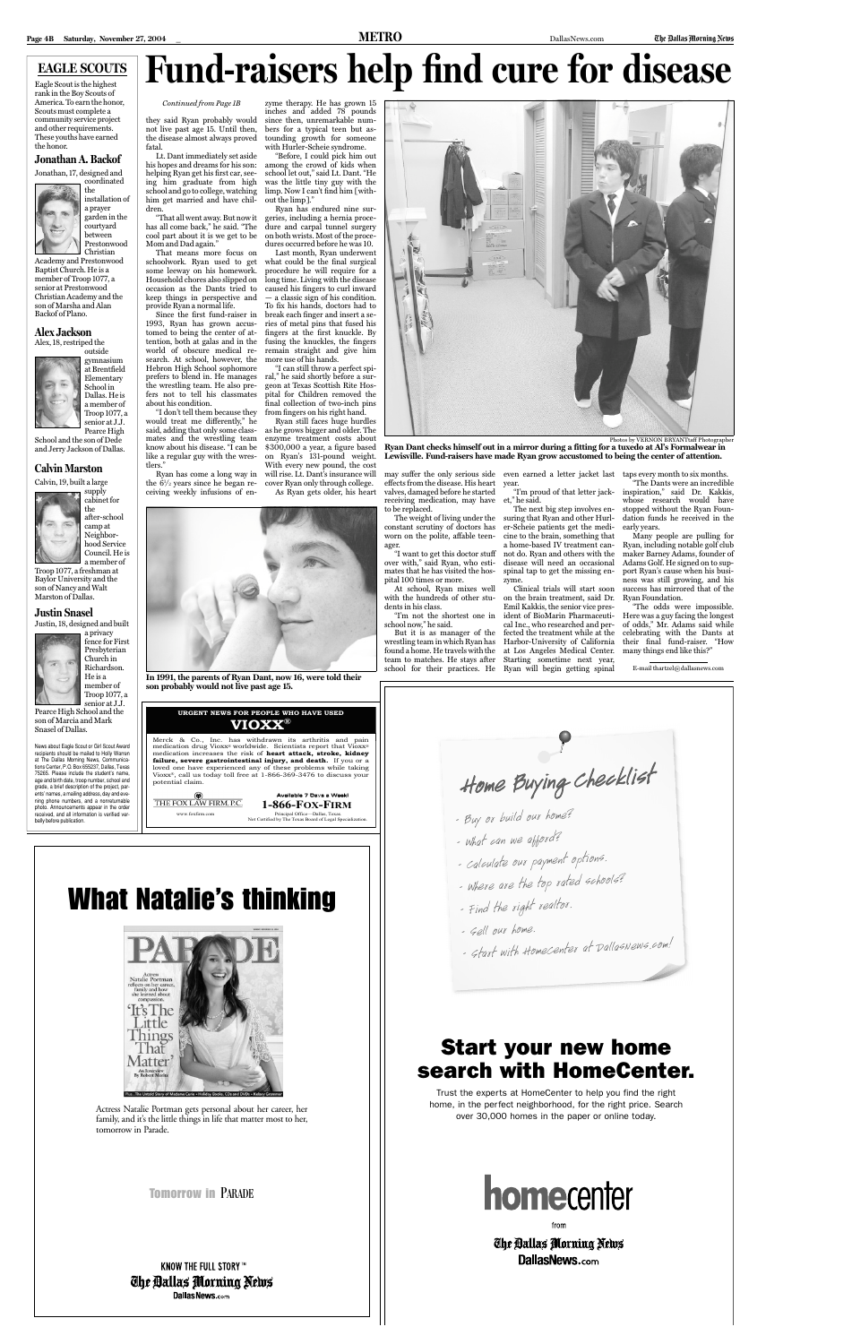## EAGLE SCOUTS

Eagle Scout is the highest rank in the Boy Scouts of America. To earn the honor, Scouts must complete a community service project and other requirements. These youths have earned the honor.

### Jonathan A. Backof

Jonathan, 17, designed and coordinated the installation of a prayer garden in the courtyard between Prestonwood Christian Academy and Prestonwood Baptist Church. He is a member of Troop 1077, a senior at Prestonwood Christian Academy and the son of Marsha and Alan Backof of Plano.

### Alex Jackson

Alex, 18, restriped the outside gymnasium at Brentfield Elementary School in Dallas. He is a member of Troop 1077, a senior at J.J. Pearce High School and the son of Dede and Jerry Jackson of Dallas.

### Calvin Marston

Calvin, 19, built a large supply cabinet for the after-school camp at Neighborhood Service Council. He is a member of Troop 1077, a freshman at Baylor University and the son of Nancy and Walt Marston of Dallas.

### Justin Snasel

Justin, 18, designed and built a privacy fence for First Presbyterian Church in Richardson. He is a member of Troop 1077, a senior at J.J. Pearce High School and the son of Marcia and Mark Snasel of Dallas.

News about Eagle Scout or Girl Scout Award recipients should be mailed to Holly Warren at The Dallas Morning News, Communications Center, P.O. Box 655237, Dallas, Texas 75265. Please include the student's name, age and birth date, troop number, school and grade, a brief description of the project, parents' names, a mailing address, day and evening phone numbers, and a nonreturnable photo. Announcements appear in the order received, and all information is verified verbally before publication.

# Fund-raisers help find cure for disease

*Continued from Page 1B*

they said Ryan probably would not live past age 15. Until then, the disease almost always proved fatal.

Lt. Dant immediately set aside his hopes and dreams for his son: helping Ryan get his first car, seeing him graduate from high school and go to college, watching him get married and have children.

"That all went away. But now it has all come back," he said. "The cool part about it is we get to be Mom and Dad again."

That means more focus on schoolwork. Ryan used to get some leeway on his homework. Household chores also slipped on occasion as the Dants tried to keep things in perspective and provide Ryan a normal life.

Since the first fund-raiser in 1993, Ryan has grown accustomed to being the center of attention, both at galas and in the world of obscure medical research. At school, however, the Hebron High School sophomore prefers to blend in. He manages the wrestling team. He also prefers not to tell his classmates about his condition.

"I don't tell them because they would treat me differently," he said, adding that only some classmates and the wrestling team know about his disease. "I can be like a regular guy with the wrestlers."

Ryan has come a long way in the 6½ years since he began receiving weekly infusions of enzyme therapy. He has grown 15 inches and added 78 pounds since then, unremarkable numbers for a typical teen but astounding growth for someone with Hurler-Scheie syndrome.

"Before, I could pick him out among the crowd of kids when school let out," said Lt. Dant. "He was the little tiny guy with the limp. Now I can't find him [without the limp]."

Ryan has endured nine surgeries, including a hernia procedure and carpal tunnel surgery on both wrists. Most of the procedures occurred before he was 10.

Last month, Ryan underwent what could be the final surgical procedure he will require for a long time. Living with the disease caused his fingers to curl inward — a classic sign of his condition. To fix his hands, doctors had to break each finger and insert a series of metal pins that fused his fingers at the first knuckle. By fusing the knuckles, the fingers remain straight and give him more use of his hands.

"I can still throw a perfect spiral," he said shortly before a surgeon at Texas Scottish Rite Hospital for Children removed the final collection of two-inch pins from fingers on his right hand.

Ryan still faces huge hurdles as he grows bigger and older. The enzyme treatment costs about $300,000 a year, a figure based on Ryan's 131-pound weight. With every new pound, the cost will rise. Lt. Dant's insurance will cover Ryan only through college.

As Ryan gets older, his heart may suffer the only serious side effects from the disease. His heart valves, damaged before he started receiving medication, may have to be replaced.

The weight of living under the constant scrutiny of doctors has worn on the polite, affable teenager.

"I want to get this doctor stuff over with," said Ryan, who estimates that he has visited the hospital 100 times or more.

At school, Ryan mixes well with the hundreds of other students in his class.

"I'm not the shortest one in school now," he said.

But it is as manager of the wrestling team in which Ryan has found a home. He travels with the team to matches. He stays after school for their practices. He even earned a letter jacket last year.

"I'm proud of that letter jacket," he said.

The next big step involves ensuring that Ryan and other Hurler-Scheie patients get the medicine to the brain, something that a home-based IV treatment cannot do. Ryan and others with the disease will need an occasional spinal tap to get the missing enzyme.

Clinical trials will start soon on the brain treatment, said Dr. Emil Kakkis, the senior vice president of BioMarin Pharmaceutical Inc., who researched and perfected the treatment while at the Harbor-University of California at Los Angeles Medical Center. Starting sometime next year, Ryan will begin getting spinal taps every month to six months.

"The Dants were an incredible inspiration," said Dr. Kakkis, whose research would have stopped without the Ryan Foundation funds he received in the early years.

Many people are pulling for Ryan, including notable golf club maker Barney Adams, founder of Adams Golf. He signed on to support Ryan's cause when his business was still growing, and his success has mirrored that of the Ryan Foundation.

"The odds were impossible. Here was a guy facing the longest of odds," Mr. Adams said while celebrating with the Dants at their final fund-raiser. "How many things end like this?"

E-mail thartzel@dallasnews.com

Photos by VERNON BRYANT/Staff Photographer

**Ryan Dant checks himself out in a mirror during a fitting for a tuxedo at Al's Formalwear in Lewisville. Fund-raisers have made Ryan grow accustomed to being the center of attention.**

**In 1991, the parents of Ryan Dant, now 16, were told their son probably would not live past age 15.**

---

**URGENT NEWS FOR PEOPLE WHO HAVE USED**

**VIOXX®**

Merck & Co., Inc. has withdrawn its arthritis and pain medication drug Vioxx® worldwide. Scientists report that Vioxx® medication increases the risk of **heart attack, stroke, kidney failure, severe gastrointestinal injury, and death.** If you or a loved one have experienced any of these problems while taking Vioxx®, call us today toll free at 1-866-369-3476 to discuss your potential claim.

THE FOX LAW FIRM, P.C.
www.foxfirm.com

Available 7 Days a Week!
**1-866-FOX-FIRM**
Principal Office—Dallas, Texas
Not Certified by The Texas Board of Legal Specialization

---

# What Natalie's thinking

Actress Natalie Portman gets personal about her career, her family, and it's the little things in life that matter most to her, tomorrow in Parade.

Tomorrow in PARADE

KNOW THE FULL STORY™
The Dallas Morning News
DallasNews.com

---

Home Buying Checklist

- Buy or build our home?
- What can we afford?
- Calculate our payment options.
- Where are the top rated schools?
- Find the right realtor.
- Sell our home.
- Start with HomeCenter at DallasNews.com!

# Start your new home search with HomeCenter.

Trust the experts at HomeCenter to help you find the right home, in the perfect neighborhood, for the right price. Search over 30,000 homes in the paper or online today.

homecenter
from
The Dallas Morning News
DallasNews.com